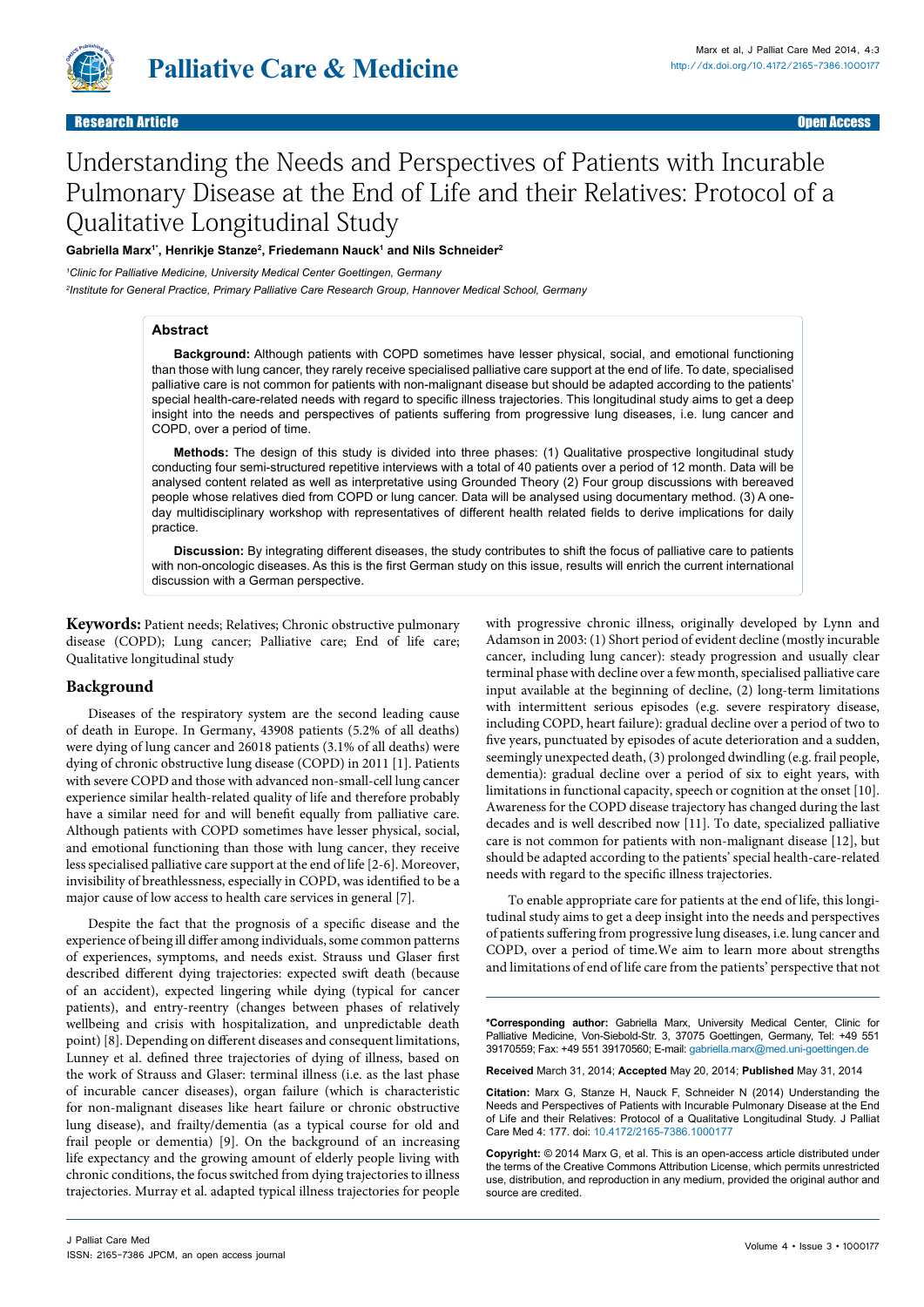Research Article | Open Access

# Understanding the Needs and Perspectives of Patients with Incurable Pulmonary Disease at the End of Life and their Relatives: Protocol of a Qualitative Longitudinal Study

**Gabriella Marx[1*], Henrikje Stanze[2], Friedemann Nauck[1] and Nils Schneider[2]**

[1]*Clinic for Palliative Medicine, University Medical Center Goettingen, Germany*

[2]*Institute for General Practice, Primary Palliative Care Research Group, Hannover Medical School, Germany*

## Abstract

**Background:** Although patients with COPD sometimes have lesser physical, social, and emotional functioning than those with lung cancer, they rarely receive specialised palliative care support at the end of life. To date, specialised palliative care is not common for patients with non-malignant disease but should be adapted according to the patients' special health-care-related needs with regard to specific illness trajectories. This longitudinal study aims to get a deep insight into the needs and perspectives of patients suffering from progressive lung diseases, i.e. lung cancer and COPD, over a period of time.

**Methods:** The design of this study is divided into three phases: (1) Qualitative prospective longitudinal study conducting four semi-structured repetitive interviews with a total of 40 patients over a period of 12 month. Data will be analysed content related as well as interpretative using Grounded Theory (2) Four group discussions with bereaved people whose relatives died from COPD or lung cancer. Data will be analysed using documentary method. (3) A one-day multidisciplinary workshop with representatives of different health related fields to derive implications for daily practice.

**Discussion:** By integrating different diseases, the study contributes to shift the focus of palliative care to patients with non-oncologic diseases. As this is the first German study on this issue, results will enrich the current international discussion with a German perspective.

**Keywords:** Patient needs; Relatives; Chronic obstructive pulmonary disease (COPD); Lung cancer; Palliative care; End of life care; Qualitative longitudinal study

## Background

Diseases of the respiratory system are the second leading cause of death in Europe. In Germany, 43908 patients (5.2% of all deaths) were dying of lung cancer and 26018 patients (3.1% of all deaths) were dying of chronic obstructive lung disease (COPD) in 2011 [1]. Patients with severe COPD and those with advanced non-small-cell lung cancer experience similar health-related quality of life and therefore probably have a similar need for and will benefit equally from palliative care. Although patients with COPD sometimes have lesser physical, social, and emotional functioning than those with lung cancer, they receive less specialised palliative care support at the end of life [2-6]. Moreover, invisibility of breathlessness, especially in COPD, was identified to be a major cause of low access to health care services in general [7].

Despite the fact that the prognosis of a specific disease and the experience of being ill differ among individuals, some common patterns of experiences, symptoms, and needs exist. Strauss und Glaser first described different dying trajectories: expected swift death (because of an accident), expected lingering while dying (typical for cancer patients), and entry-reentry (changes between phases of relatively wellbeing and crisis with hospitalization, and unpredictable death point) [8]. Depending on different diseases and consequent limitations, Lunney et al. defined three trajectories of dying of illness, based on the work of Strauss and Glaser: terminal illness (i.e. as the last phase of incurable cancer diseases), organ failure (which is characteristic for non-malignant diseases like heart failure or chronic obstructive lung disease), and frailty/dementia (as a typical course for old and frail people or dementia) [9]. On the background of an increasing life expectancy and the growing amount of elderly people living with chronic conditions, the focus switched from dying trajectories to illness trajectories. Murray et al. adapted typical illness trajectories for people with progressive chronic illness, originally developed by Lynn and Adamson in 2003: (1) Short period of evident decline (mostly incurable cancer, including lung cancer): steady progression and usually clear terminal phase with decline over a few month, specialised palliative care input available at the beginning of decline, (2) long-term limitations with intermittent serious episodes (e.g. severe respiratory disease, including COPD, heart failure): gradual decline over a period of two to five years, punctuated by episodes of acute deterioration and a sudden, seemingly unexpected death, (3) prolonged dwindling (e.g. frail people, dementia): gradual decline over a period of six to eight years, with limitations in functional capacity, speech or cognition at the onset [10]. Awareness for the COPD disease trajectory has changed during the last decades and is well described now [11]. To date, specialized palliative care is not common for patients with non-malignant disease [12], but should be adapted according to the patients' special health-care-related needs with regard to the specific illness trajectories.

To enable appropriate care for patients at the end of life, this longitudinal study aims to get a deep insight into the needs and perspectives of patients suffering from progressive lung diseases, i.e. lung cancer and COPD, over a period of time.We aim to learn more about strengths and limitations of end of life care from the patients' perspective that not

**\*Corresponding author:** Gabriella Marx, University Medical Center, Clinic for Palliative Medicine, Von-Siebold-Str. 3, 37075 Goettingen, Germany, Tel: +49 551 39170559; Fax: +49 551 39170560; E-mail: gabriella.marx@med.uni-goettingen.de

**Received** March 31, 2014; **Accepted** May 20, 2014; **Published** May 31, 2014

**Citation:** Marx G, Stanze H, Nauck F, Schneider N (2014) Understanding the Needs and Perspectives of Patients with Incurable Pulmonary Disease at the End of Life and their Relatives: Protocol of a Qualitative Longitudinal Study. J Palliat Care Med 4: 177. doi: 10.4172/2165-7386.1000177

**Copyright:** © 2014 Marx G, et al. This is an open-access article distributed under the terms of the Creative Commons Attribution License, which permits unrestricted use, distribution, and reproduction in any medium, provided the original author and source are credited.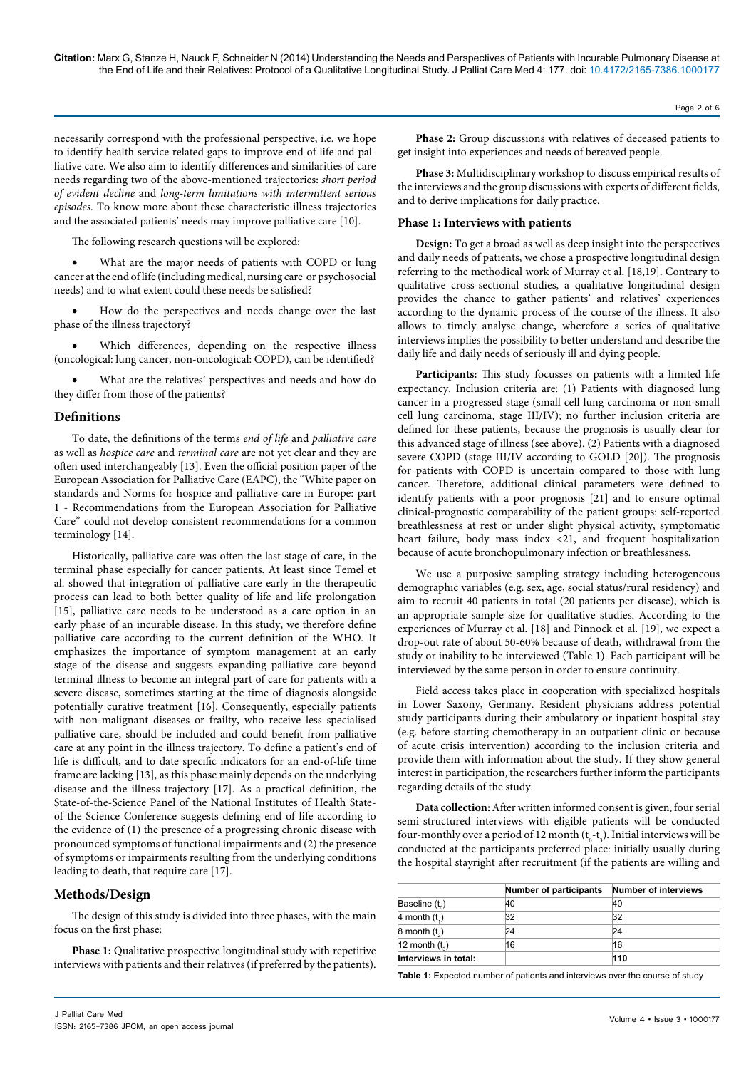necessarily correspond with the professional perspective, i.e. we hope to identify health service related gaps to improve end of life and palliative care. We also aim to identify differences and similarities of care needs regarding two of the above-mentioned trajectories: *short period of evident decline* and *long-term limitations with intermittent serious episodes*. To know more about these characteristic illness trajectories and the associated patients' needs may improve palliative care [10].

The following research questions will be explored:

- What are the major needs of patients with COPD or lung cancer at the end of life (including medical, nursing care or psychosocial needs) and to what extent could these needs be satisfied?
- How do the perspectives and needs change over the last phase of the illness trajectory?
- Which differences, depending on the respective illness (oncological: lung cancer, non-oncological: COPD), can be identified?
- What are the relatives' perspectives and needs and how do they differ from those of the patients?

## Definitions

To date, the definitions of the terms *end of life* and *palliative care* as well as *hospice care* and *terminal care* are not yet clear and they are often used interchangeably [13]. Even the official position paper of the European Association for Palliative Care (EAPC), the "White paper on standards and Norms for hospice and palliative care in Europe: part 1 - Recommendations from the European Association for Palliative Care" could not develop consistent recommendations for a common terminology [14].

Historically, palliative care was often the last stage of care, in the terminal phase especially for cancer patients. At least since Temel et al. showed that integration of palliative care early in the therapeutic process can lead to both better quality of life and life prolongation [15], palliative care needs to be understood as a care option in an early phase of an incurable disease. In this study, we therefore define palliative care according to the current definition of the WHO. It emphasizes the importance of symptom management at an early stage of the disease and suggests expanding palliative care beyond terminal illness to become an integral part of care for patients with a severe disease, sometimes starting at the time of diagnosis alongside potentially curative treatment [16]. Consequently, especially patients with non-malignant diseases or frailty, who receive less specialised palliative care, should be included and could benefit from palliative care at any point in the illness trajectory. To define a patient's end of life is difficult, and to date specific indicators for an end-of-life time frame are lacking [13], as this phase mainly depends on the underlying disease and the illness trajectory [17]. As a practical definition, the State-of-the-Science Panel of the National Institutes of Health State-of-the-Science Conference suggests defining end of life according to the evidence of (1) the presence of a progressing chronic disease with pronounced symptoms of functional impairments and (2) the presence of symptoms or impairments resulting from the underlying conditions leading to death, that require care [17].

## Methods/Design

The design of this study is divided into three phases, with the main focus on the first phase:

**Phase 1:** Qualitative prospective longitudinal study with repetitive interviews with patients and their relatives (if preferred by the patients).

**Phase 2:** Group discussions with relatives of deceased patients to get insight into experiences and needs of bereaved people.

**Phase 3:** Multidisciplinary workshop to discuss empirical results of the interviews and the group discussions with experts of different fields, and to derive implications for daily practice.

### Phase 1: Interviews with patients

**Design:** To get a broad as well as deep insight into the perspectives and daily needs of patients, we chose a prospective longitudinal design referring to the methodical work of Murray et al. [18,19]. Contrary to qualitative cross-sectional studies, a qualitative longitudinal design provides the chance to gather patients' and relatives' experiences according to the dynamic process of the course of the illness. It also allows to timely analyse change, wherefore a series of qualitative interviews implies the possibility to better understand and describe the daily life and daily needs of seriously ill and dying people.

**Participants:** This study focusses on patients with a limited life expectancy. Inclusion criteria are: (1) Patients with diagnosed lung cancer in a progressed stage (small cell lung carcinoma or non-small cell lung carcinoma, stage III/IV); no further inclusion criteria are defined for these patients, because the prognosis is usually clear for this advanced stage of illness (see above). (2) Patients with a diagnosed severe COPD (stage III/IV according to GOLD [20]). The prognosis for patients with COPD is uncertain compared to those with lung cancer. Therefore, additional clinical parameters were defined to identify patients with a poor prognosis [21] and to ensure optimal clinical-prognostic comparability of the patient groups: self-reported breathlessness at rest or under slight physical activity, symptomatic heart failure, body mass index <21, and frequent hospitalization because of acute bronchopulmonary infection or breathlessness.

We use a purposive sampling strategy including heterogeneous demographic variables (e.g. sex, age, social status/rural residency) and aim to recruit 40 patients in total (20 patients per disease), which is an appropriate sample size for qualitative studies. According to the experiences of Murray et al. [18] and Pinnock et al. [19], we expect a drop-out rate of about 50-60% because of death, withdrawal from the study or inability to be interviewed (Table 1). Each participant will be interviewed by the same person in order to ensure continuity.

Field access takes place in cooperation with specialized hospitals in Lower Saxony, Germany. Resident physicians address potential study participants during their ambulatory or inpatient hospital stay (e.g. before starting chemotherapy in an outpatient clinic or because of acute crisis intervention) according to the inclusion criteria and provide them with information about the study. If they show general interest in participation, the researchers further inform the participants regarding details of the study.

**Data collection:** After written informed consent is given, four serial semi-structured interviews with eligible patients will be conducted four-monthly over a period of 12 month ($t_0$-$t_3$). Initial interviews will be conducted at the participants preferred place: initially usually during the hospital stayright after recruitment (if the patients are willing and

| | Number of participants | Number of interviews |
|---|---|---|
| Baseline ($t_0$) | 40 | 40 |
| 4 month ($t_1$) | 32 | 32 |
| 8 month ($t_2$) | 24 | 24 |
| 12 month ($t_3$) | 16 | 16 |
| **Interviews in total:** | | **110** |

**Table 1:** Expected number of patients and interviews over the course of study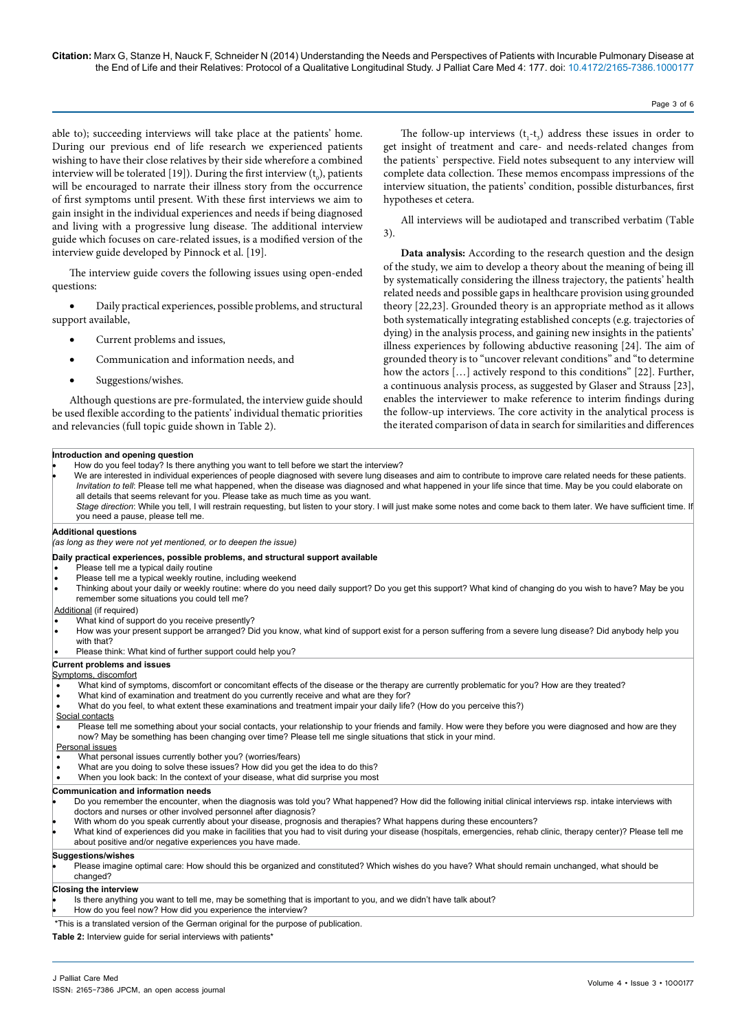able to); succeeding interviews will take place at the patients' home. During our previous end of life research we experienced patients wishing to have their close relatives by their side wherefore a combined interview will be tolerated [19]). During the first interview ($t_0$), patients will be encouraged to narrate their illness story from the occurrence of first symptoms until present. With these first interviews we aim to gain insight in the individual experiences and needs if being diagnosed and living with a progressive lung disease. The additional interview guide which focuses on care-related issues, is a modified version of the interview guide developed by Pinnock et al. [19].

The interview guide covers the following issues using open-ended questions:

- Daily practical experiences, possible problems, and structural support available,
- Current problems and issues,
- Communication and information needs, and
- Suggestions/wishes.

Although questions are pre-formulated, the interview guide should be used flexible according to the patients' individual thematic priorities and relevancies (full topic guide shown in Table 2).

The follow-up interviews ($t_1$-$t_3$) address these issues in order to get insight of treatment and care- and needs-related changes from the patients` perspective. Field notes subsequent to any interview will complete data collection. These memos encompass impressions of the interview situation, the patients' condition, possible disturbances, first hypotheses et cetera.

All interviews will be audiotaped and transcribed verbatim (Table 3).

**Data analysis:** According to the research question and the design of the study, we aim to develop a theory about the meaning of being ill by systematically considering the illness trajectory, the patients' health related needs and possible gaps in healthcare provision using grounded theory [22,23]. Grounded theory is an appropriate method as it allows both systematically integrating established concepts (e.g. trajectories of dying) in the analysis process, and gaining new insights in the patients' illness experiences by following abductive reasoning [24]. The aim of grounded theory is to "uncover relevant conditions" and "to determine how the actors […] actively respond to this conditions" [22]. Further, a continuous analysis process, as suggested by Glaser and Strauss [23], enables the interviewer to make reference to interim findings during the follow-up interviews. The core activity in the analytical process is the iterated comparison of data in search for similarities and differences

**Introduction and opening question**

- How do you feel today? Is there anything you want to tell before we start the interview?
- We are interested in individual experiences of people diagnosed with severe lung diseases and aim to contribute to improve care related needs for these patients.
  *Invitation to tell*: Please tell me what happened, when the disease was diagnosed and what happened in your life since that time. May be you could elaborate on all details that seems relevant for you. Please take as much time as you want.
  *Stage direction*: While you tell, I will restrain requesting, but listen to your story. I will just make some notes and come back to them later. We have sufficient time. If you need a pause, please tell me.

**Additional questions**

*(as long as they were not yet mentioned, or to deepen the issue)*

**Daily practical experiences, possible problems, and structural support available**

- Please tell me a typical daily routine
- Please tell me a typical weekly routine, including weekend
- Thinking about your daily or weekly routine: where do you need daily support? Do you get this support? What kind of changing do you wish to have? May be you remember some situations you could tell me?

Additional (if required)

- What kind of support do you receive presently?
- How was your present support be arranged? Did you know, what kind of support exist for a person suffering from a severe lung disease? Did anybody help you with that?
- Please think: What kind of further support could help you?

**Current problems and issues**

Symptoms, discomfort

- What kind of symptoms, discomfort or concomitant effects of the disease or the therapy are currently problematic for you? How are they treated?
- What kind of examination and treatment do you currently receive and what are they for?
- What do you feel, to what extent these examinations and treatment impair your daily life? (How do you perceive this?)

Social contacts

- Please tell me something about your social contacts, your relationship to your friends and family. How were they before you were diagnosed and how are they now? May be something has been changing over time? Please tell me single situations that stick in your mind.

Personal issues

- What personal issues currently bother you? (worries/fears)
- What are you doing to solve these issues? How did you get the idea to do this?
- When you look back: In the context of your disease, what did surprise you most

**Communication and information needs**

- Do you remember the encounter, when the diagnosis was told you? What happened? How did the following initial clinical interviews rsp. intake interviews with doctors and nurses or other involved personnel after diagnosis?
- With whom do you speak currently about your disease, prognosis and therapies? What happens during these encounters?
- What kind of experiences did you make in facilities that you had to visit during your disease (hospitals, emergencies, rehab clinic, therapy center)? Please tell me about positive and/or negative experiences you have made.

**Suggestions/wishes**

- Please imagine optimal care: How should this be organized and constituted? Which wishes do you have? What should remain unchanged, what should be changed?

**Closing the interview**

- Is there anything you want to tell me, may be something that is important to you, and we didn't have talk about?
- How do you feel now? How did you experience the interview?

*This is a translated version of the German original for the purpose of publication.

**Table 2:** Interview guide for serial interviews with patients*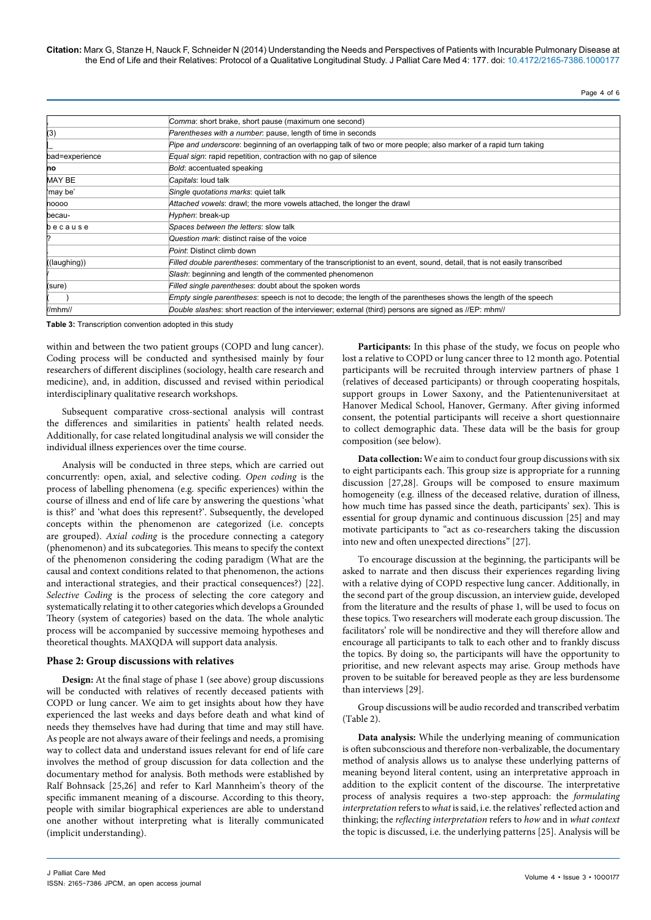| | |
|---|---|
| , | *Comma*: short brake, short pause (maximum one second) |
| (3) | *Parentheses with a number*: pause, length of time in seconds |
| \|_ | *Pipe and underscore*: beginning of an overlapping talk of two or more people; also marker of a rapid turn taking |
| bad=experience | *Equal sign*: rapid repetition, contraction with no gap of silence |
| **no** | *Bold*: accentuated speaking |
| MAY BE | *Capitals*: loud talk |
| 'may be' | *Single quotations marks*: quiet talk |
| noooo | *Attached vowels*: drawl; the more vowels attached, the longer the drawl |
| becau- | *Hyphen*: break-up |
| b e c a u s e | *Spaces between the letters*: slow talk |
| ? | *Question mark*: distinct raise of the voice |
| . | *Point*: Distinct climb down |
| ((laughing)) | *Filled double parentheses*: commentary of the transcriptionist to an event, sound, detail, that is not easily transcribed |
| / | *Slash*: beginning and length of the commented phenomenon |
| (sure) | *Filled single parentheses*: doubt about the spoken words |
| (      ) | *Empty single parentheses*: speech is not to decode; the length of the parentheses shows the length of the speech |
| //mhm// | *Double slashes*: short reaction of the interviewer; external (third) persons are signed as //EP: mhm// |

**Table 3:** Transcription convention adopted in this study

within and between the two patient groups (COPD and lung cancer). Coding process will be conducted and synthesised mainly by four researchers of different disciplines (sociology, health care research and medicine), and, in addition, discussed and revised within periodical interdisciplinary qualitative research workshops.

Subsequent comparative cross-sectional analysis will contrast the differences and similarities in patients' health related needs. Additionally, for case related longitudinal analysis we will consider the individual illness experiences over the time course.

Analysis will be conducted in three steps, which are carried out concurrently: open, axial, and selective coding. *Open coding* is the process of labelling phenomena (e.g. specific experiences) within the course of illness and end of life care by answering the questions 'what is this?' and 'what does this represent?'. Subsequently, the developed concepts within the phenomenon are categorized (i.e. concepts are grouped). *Axial coding* is the procedure connecting a category (phenomenon) and its subcategories. This means to specify the context of the phenomenon considering the coding paradigm (What are the causal and context conditions related to that phenomenon, the actions and interactional strategies, and their practical consequences?) [22]. *Selective Coding* is the process of selecting the core category and systematically relating it to other categories which develops a Grounded Theory (system of categories) based on the data. The whole analytic process will be accompanied by successive memoing hypotheses and theoretical thoughts. MAXQDA will support data analysis.

### Phase 2: Group discussions with relatives

**Design:** At the final stage of phase 1 (see above) group discussions will be conducted with relatives of recently deceased patients with COPD or lung cancer. We aim to get insights about how they have experienced the last weeks and days before death and what kind of needs they themselves have had during that time and may still have. As people are not always aware of their feelings and needs, a promising way to collect data and understand issues relevant for end of life care involves the method of group discussion for data collection and the documentary method for analysis. Both methods were established by Ralf Bohnsack [25,26] and refer to Karl Mannheim's theory of the specific immanent meaning of a discourse. According to this theory, people with similar biographical experiences are able to understand one another without interpreting what is literally communicated (implicit understanding).

**Participants:** In this phase of the study, we focus on people who lost a relative to COPD or lung cancer three to 12 month ago. Potential participants will be recruited through interview partners of phase 1 (relatives of deceased participants) or through cooperating hospitals, support groups in Lower Saxony, and the Patientenuniversitaet at Hanover Medical School, Hanover, Germany. After giving informed consent, the potential participants will receive a short questionnaire to collect demographic data. These data will be the basis for group composition (see below).

**Data collection:** We aim to conduct four group discussions with six to eight participants each. This group size is appropriate for a running discussion [27,28]. Groups will be composed to ensure maximum homogeneity (e.g. illness of the deceased relative, duration of illness, how much time has passed since the death, participants' sex). This is essential for group dynamic and continuous discussion [25] and may motivate participants to "act as co-researchers taking the discussion into new and often unexpected directions" [27].

To encourage discussion at the beginning, the participants will be asked to narrate and then discuss their experiences regarding living with a relative dying of COPD respective lung cancer. Additionally, in the second part of the group discussion, an interview guide, developed from the literature and the results of phase 1, will be used to focus on these topics. Two researchers will moderate each group discussion. The facilitators' role will be nondirective and they will therefore allow and encourage all participants to talk to each other and to frankly discuss the topics. By doing so, the participants will have the opportunity to prioritise, and new relevant aspects may arise. Group methods have proven to be suitable for bereaved people as they are less burdensome than interviews [29].

Group discussions will be audio recorded and transcribed verbatim (Table 2).

**Data analysis:** While the underlying meaning of communication is often subconscious and therefore non-verbalizable, the documentary method of analysis allows us to analyse these underlying patterns of meaning beyond literal content, using an interpretative approach in addition to the explicit content of the discourse. The interpretative process of analysis requires a two-step approach: the *formulating interpretation* refers to *what* is said, i.e. the relatives' reflected action and thinking; the *reflecting interpretation* refers to *how* and in *what context* the topic is discussed, i.e. the underlying patterns [25]. Analysis will be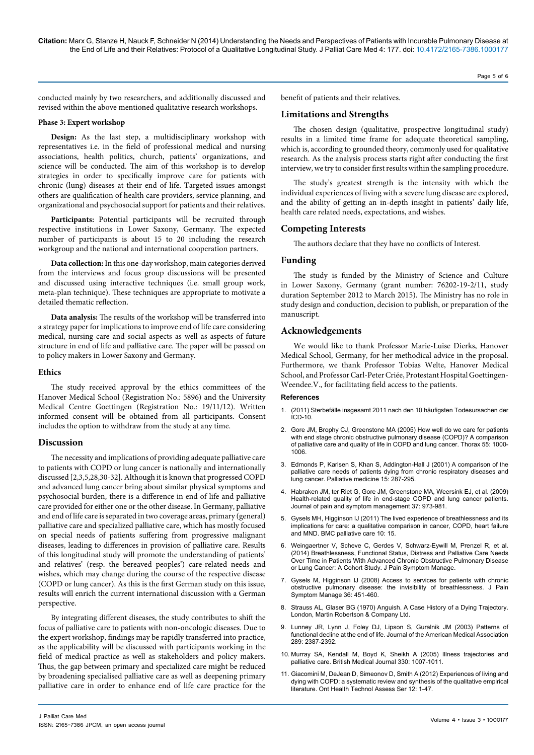conducted mainly by two researchers, and additionally discussed and revised within the above mentioned qualitative research workshops.

#### Phase 3: Expert workshop

**Design:** As the last step, a multidisciplinary workshop with representatives i.e. in the field of professional medical and nursing associations, health politics, church, patients' organizations, and science will be conducted. The aim of this workshop is to develop strategies in order to specifically improve care for patients with chronic (lung) diseases at their end of life. Targeted issues amongst others are qualification of health care providers, service planning, and organizational and psychosocial support for patients and their relatives.

**Participants:** Potential participants will be recruited through respective institutions in Lower Saxony, Germany. The expected number of participants is about 15 to 20 including the research workgroup and the national and international cooperation partners.

**Data collection:** In this one-day workshop, main categories derived from the interviews and focus group discussions will be presented and discussed using interactive techniques (i.e. small group work, meta-plan technique). These techniques are appropriate to motivate a detailed thematic reflection.

**Data analysis:** The results of the workshop will be transferred into a strategy paper for implications to improve end of life care considering medical, nursing care and social aspects as well as aspects of future structure in end of life and palliative care. The paper will be passed on to policy makers in Lower Saxony and Germany.

### Ethics

The study received approval by the ethics committees of the Hanover Medical School (Registration No.: 5896) and the University Medical Centre Goettingen (Registration No.: 19/11/12). Written informed consent will be obtained from all participants. Consent includes the option to withdraw from the study at any time.

## Discussion

The necessity and implications of providing adequate palliative care to patients with COPD or lung cancer is nationally and internationally discussed [2,3,5,28,30-32]. Although it is known that progressed COPD and advanced lung cancer bring about similar physical symptoms and psychosocial burden, there is a difference in end of life and palliative care provided for either one or the other disease. In Germany, palliative and end of life care is separated in two coverage areas, primary (general) palliative care and specialized palliative care, which has mostly focused on special needs of patients suffering from progressive malignant diseases, leading to differences in provision of palliative care. Results of this longitudinal study will promote the understanding of patients' and relatives' (resp. the bereaved peoples') care-related needs and wishes, which may change during the course of the respective disease (COPD or lung cancer). As this is the first German study on this issue, results will enrich the current international discussion with a German perspective.

By integrating different diseases, the study contributes to shift the focus of palliative care to patients with non-oncologic diseases. Due to the expert workshop, findings may be rapidly transferred into practice, as the applicability will be discussed with participants working in the field of medical practice as well as stakeholders and policy makers. Thus, the gap between primary and specialized care might be reduced by broadening specialised palliative care as well as deepening primary palliative care in order to enhance end of life care practice for the benefit of patients and their relatives.

## Limitations and Strengths

The chosen design (qualitative, prospective longitudinal study) results in a limited time frame for adequate theoretical sampling, which is, according to grounded theory, commonly used for qualitative research. As the analysis process starts right after conducting the first interview, we try to consider first results within the sampling procedure.

The study's greatest strength is the intensity with which the individual experiences of living with a severe lung disease are explored, and the ability of getting an in-depth insight in patients' daily life, health care related needs, expectations, and wishes.

## Competing Interests

The authors declare that they have no conflicts of Interest.

## Funding

The study is funded by the Ministry of Science and Culture in Lower Saxony, Germany (grant number: 76202-19-2/11, study duration September 2012 to March 2015). The Ministry has no role in study design and conduction, decision to publish, or preparation of the manuscript.

## Acknowledgements

We would like to thank Professor Marie-Luise Dierks, Hanover Medical School, Germany, for her methodical advice in the proposal. Furthermore, we thank Professor Tobias Welte, Hanover Medical School, and Professor Carl-Peter Criée, Protestant Hospital Goettingen-Weendee.V., for facilitating field access to the patients.

### References

1. (2011) Sterbefälle insgesamt 2011 nach den 10 häufigsten Todesursachen der ICD-10.
2. Gore JM, Brophy CJ, Greenstone MA (2005) How well do we care for patients with end stage chronic obstructive pulmonary disease (COPD)? A comparison of palliative care and quality of life in COPD and lung cancer. Thorax 55: 1000-1006.
3. Edmonds P, Karlsen S, Khan S, Addington-Hall J (2001) A comparison of the palliative care needs of patients dying from chronic respiratory diseases and lung cancer. Palliative medicine 15: 287-295.
4. Habraken JM, ter Riet G, Gore JM, Greenstone MA, Weersink EJ, et al. (2009) Health-related quality of life in end-stage COPD and lung cancer patients. Journal of pain and symptom management 37: 973-981.
5. Gysels MH, Higginson IJ (2011) The lived experience of breathlessness and its implications for care: a qualitative comparison in cancer, COPD, heart failure and MND. BMC palliative care 10: 15.
6. Weingaertner V, Scheve C, Gerdes V, Schwarz-Eywill M, Prenzel R, et al. (2014) Breathlessness, Functional Status, Distress and Palliative Care Needs Over Time in Patients With Advanced Chronic Obstructive Pulmonary Disease or Lung Cancer: A Cohort Study. J Pain Symptom Manage.
7. Gysels M, Higginson IJ (2008) Access to services for patients with chronic obstructive pulmonary disease: the invisibility of breathlessness. J Pain Symptom Manage 36: 451-460.
8. Strauss AL, Glaser BG (1970) Anguish. A Case History of a Dying Trajectory. London, Martin Robertson & Company Ltd.
9. Lunney JR, Lynn J, Foley DJ, Lipson S, Guralnik JM (2003) Patterns of functional decline at the end of life. Journal of the American Medical Association 289: 2387-2392.
10. Murray SA, Kendall M, Boyd K, Sheikh A (2005) Illness trajectories and palliative care. British Medical Journal 330: 1007-1011.
11. Giacomini M, DeJean D, Simeonov D, Smith A (2012) Experiences of living and dying with COPD: a systematic review and synthesis of the qualitative empirical literature. Ont Health Technol Assess Ser 12: 1-47.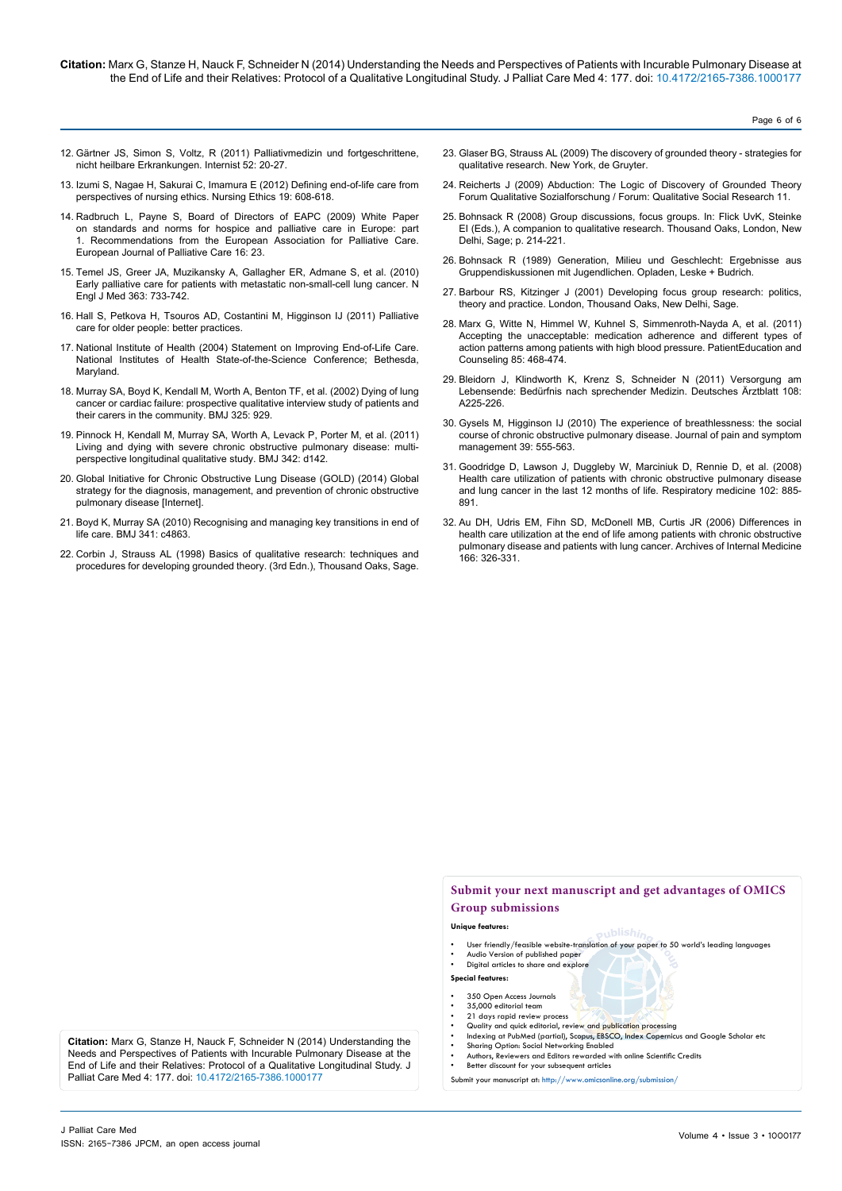12. Gärtner JS, Simon S, Voltz, R (2011) Palliativmedizin und fortgeschrittene, nicht heilbare Erkrankungen. Internist 52: 20-27.

13. Izumi S, Nagae H, Sakurai C, Imamura E (2012) Defining end-of-life care from perspectives of nursing ethics. Nursing Ethics 19: 608-618.

14. Radbruch L, Payne S, Board of Directors of EAPC (2009) White Paper on standards and norms for hospice and palliative care in Europe: part 1. Recommendations from the European Association for Palliative Care. European Journal of Palliative Care 16: 23.

15. Temel JS, Greer JA, Muzikansky A, Gallagher ER, Admane S, et al. (2010) Early palliative care for patients with metastatic non-small-cell lung cancer. N Engl J Med 363: 733-742.

16. Hall S, Petkova H, Tsouros AD, Costantini M, Higginson IJ (2011) Palliative care for older people: better practices.

17. National Institute of Health (2004) Statement on Improving End-of-Life Care. National Institutes of Health State-of-the-Science Conference; Bethesda, Maryland.

18. Murray SA, Boyd K, Kendall M, Worth A, Benton TF, et al. (2002) Dying of lung cancer or cardiac failure: prospective qualitative interview study of patients and their carers in the community. BMJ 325: 929.

19. Pinnock H, Kendall M, Murray SA, Worth A, Levack P, Porter M, et al. (2011) Living and dying with severe chronic obstructive pulmonary disease: multi-perspective longitudinal qualitative study. BMJ 342: d142.

20. Global Initiative for Chronic Obstructive Lung Disease (GOLD) (2014) Global strategy for the diagnosis, management, and prevention of chronic obstructive pulmonary disease [Internet].

21. Boyd K, Murray SA (2010) Recognising and managing key transitions in end of life care. BMJ 341: c4863.

22. Corbin J, Strauss AL (1998) Basics of qualitative research: techniques and procedures for developing grounded theory. (3rd Edn.), Thousand Oaks, Sage.

23. Glaser BG, Strauss AL (2009) The discovery of grounded theory - strategies for qualitative research. New York, de Gruyter.

24. Reicherts J (2009) Abduction: The Logic of Discovery of Grounded Theory Forum Qualitative Sozialforschung / Forum: Qualitative Social Research 11.

25. Bohnsack R (2008) Group discussions, focus groups. In: Flick UvK, Steinke EI (Eds.), A companion to qualitative research. Thousand Oaks, London, New Delhi, Sage; p. 214-221.

26. Bohnsack R (1989) Generation, Milieu und Geschlecht: Ergebnisse aus Gruppendiskussionen mit Jugendlichen. Opladen, Leske + Budrich.

27. Barbour RS, Kitzinger J (2001) Developing focus group research: politics, theory and practice. London, Thousand Oaks, New Delhi, Sage.

28. Marx G, Witte N, Himmel W, Kuhnel S, Simmenroth-Nayda A, et al. (2011) Accepting the unacceptable: medication adherence and different types of action patterns among patients with high blood pressure. PatientEducation and Counseling 85: 468-474.

29. Bleidorn J, Klindworth K, Krenz S, Schneider N (2011) Versorgung am Lebensende: Bedürfnis nach sprechender Medizin. Deutsches Ärztblatt 108: A225-226.

30. Gysels M, Higginson IJ (2010) The experience of breathlessness: the social course of chronic obstructive pulmonary disease. Journal of pain and symptom management 39: 555-563.

31. Goodridge D, Lawson J, Duggleby W, Marciniuk D, Rennie D, et al. (2008) Health care utilization of patients with chronic obstructive pulmonary disease and lung cancer in the last 12 months of life. Respiratory medicine 102: 885-891.

32. Au DH, Udris EM, Fihn SD, McDonell MB, Curtis JR (2006) Differences in health care utilization at the end of life among patients with chronic obstructive pulmonary disease and patients with lung cancer. Archives of Internal Medicine 166: 326-331.

**Citation:** Marx G, Stanze H, Nauck F, Schneider N (2014) Understanding the Needs and Perspectives of Patients with Incurable Pulmonary Disease at the End of Life and their Relatives: Protocol of a Qualitative Longitudinal Study. J Palliat Care Med 4: 177. doi: 10.4172/2165-7386.1000177

**Submit your next manuscript and get advantages of OMICS Group submissions**

**Unique features:**

- User friendly/feasible website-translation of your paper to 50 world's leading languages
- Audio Version of published paper
- Digital articles to share and explore

**Special features:**

- 350 Open Access Journals
- 35,000 editorial team
- 21 days rapid review process
- Quality and quick editorial, review and publication processing
- Indexing at PubMed (partial), Scopus, EBSCO, Index Copernicus and Google Scholar etc
- Sharing Option: Social Networking Enabled
- Authors, Reviewers and Editors rewarded with online Scientific Credits
- Better discount for your subsequent articles

Submit your manuscript at: http://www.omicsonline.org/submission/